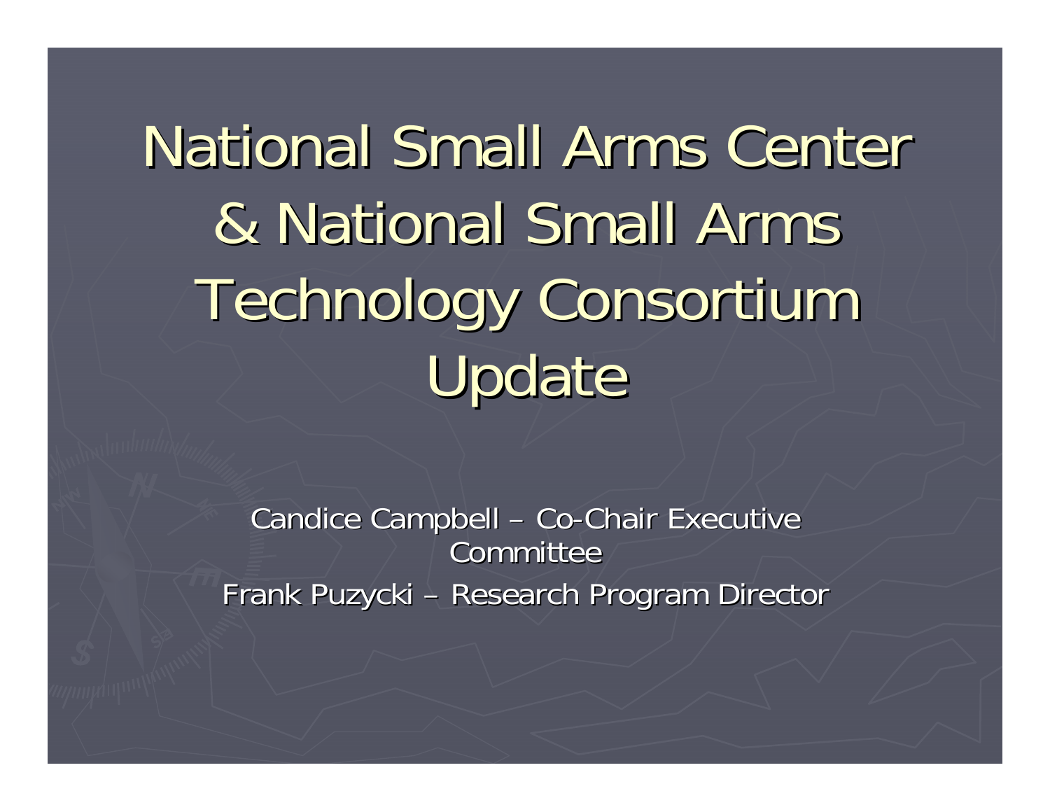# National Small Arms Center & National Small Arms Technology Consortium Update

Candice Campbell – Co-Chair Executive Committee

Frank Puzycki – Research Program Director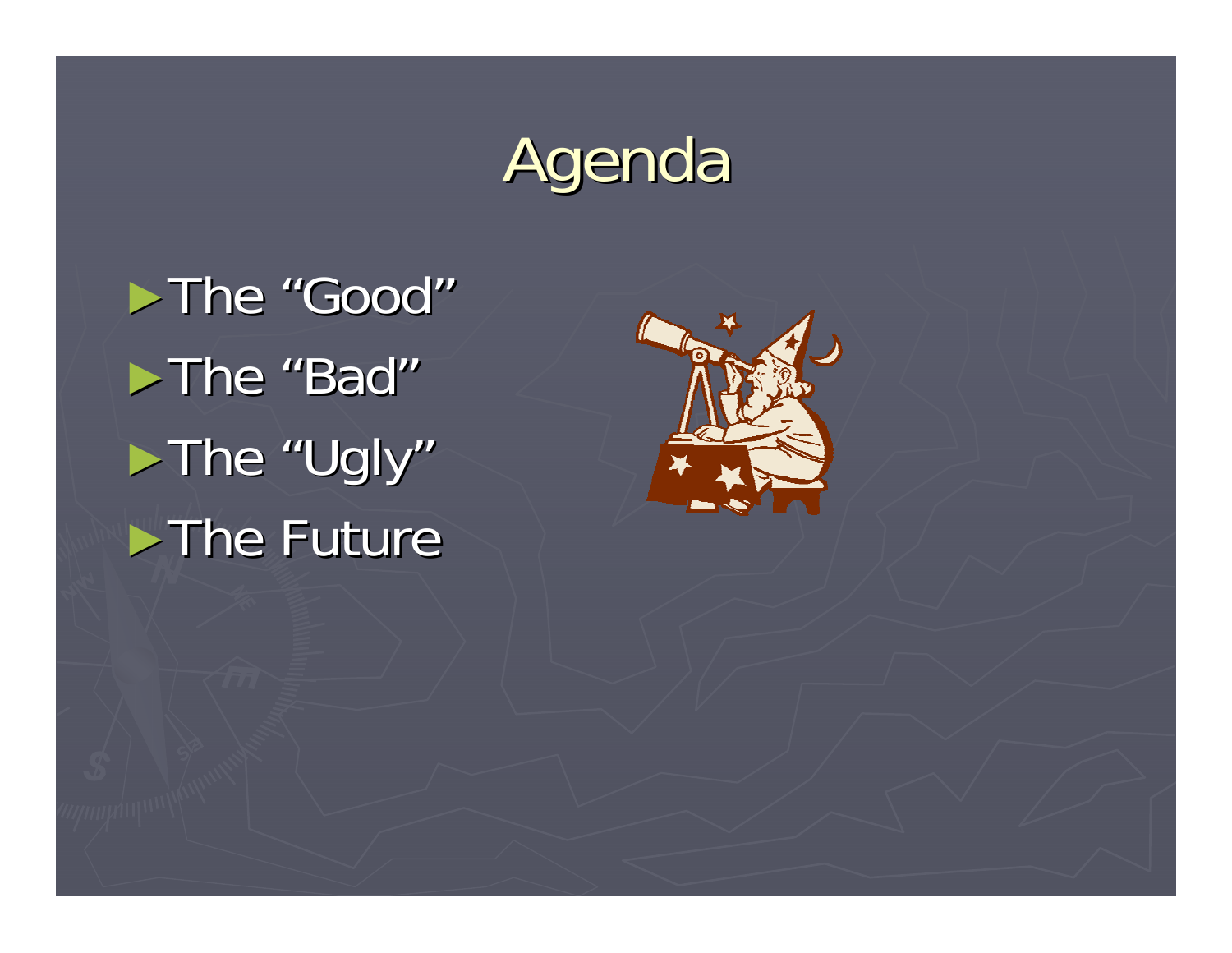# Agenda

- The “Good”
- The “Bad”
- The “Ugly”
- The Future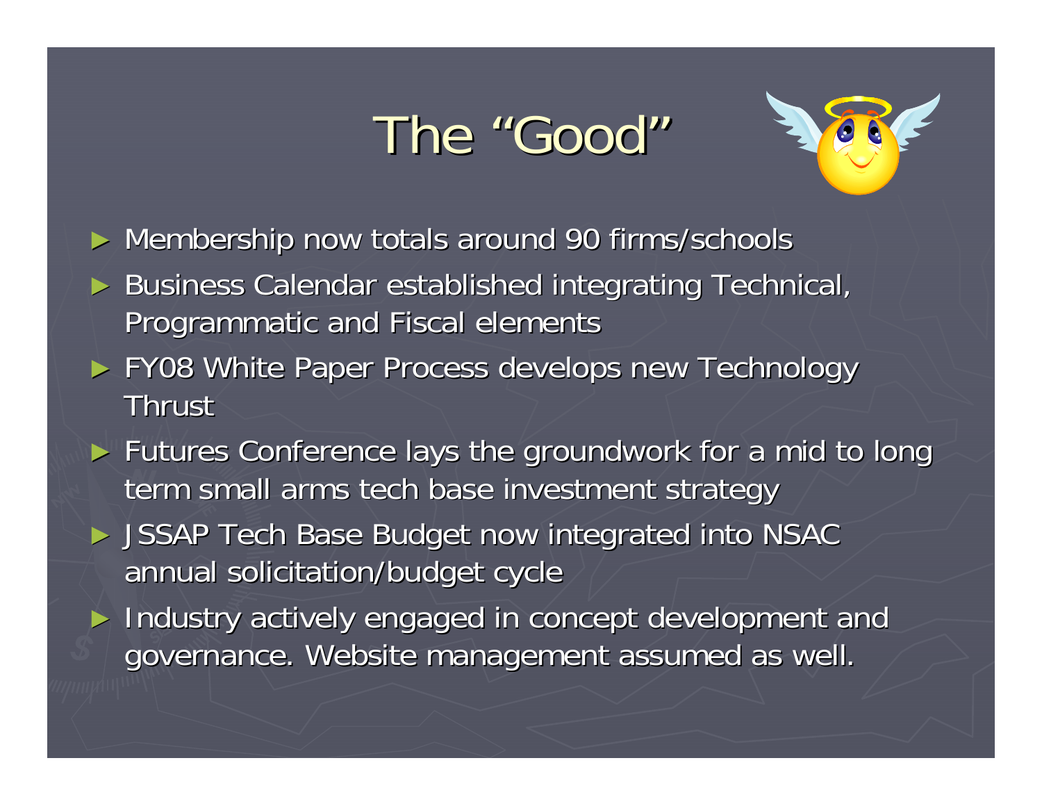# The "Good"

- Membership now totals around 90 firms/schools
- Business Calendar established integrating Technical, Programmatic and Fiscal elements
- FY08 White Paper Process develops new Technology Thrust
- Futures Conference lays the groundwork for a mid to long term small arms tech base investment strategy
- JSSAP Tech Base Budget now integrated into NSAC annual solicitation/budget cycle
- Industry actively engaged in concept development and governance. Website management assumed as well.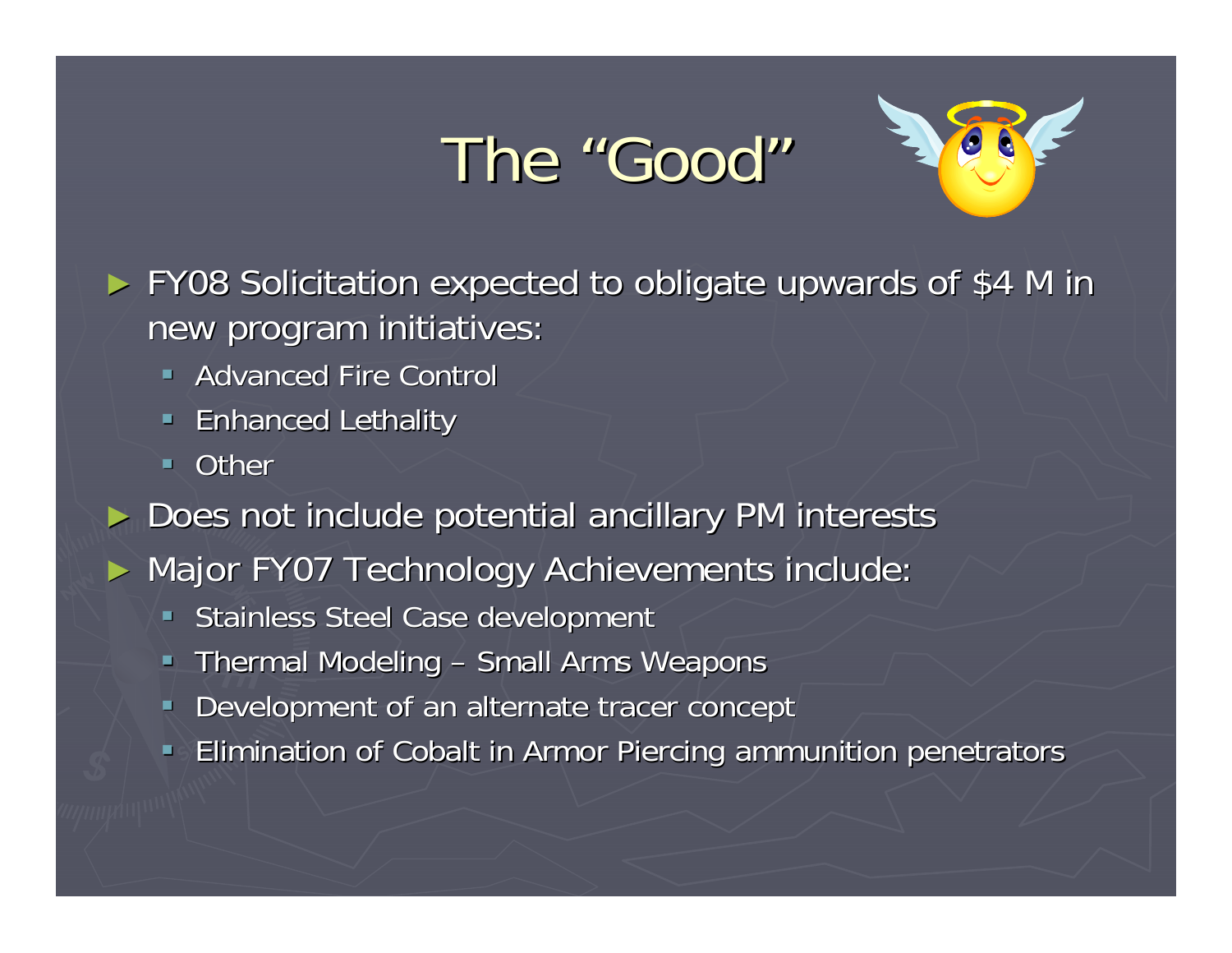# The "Good"

- FY08 Solicitation expected to obligate upwards of $4 M in new program initiatives:
  - Advanced Fire Control
  - Enhanced Lethality
  - Other
- Does not include potential ancillary PM interests
- Major FY07 Technology Achievements include:
  - Stainless Steel Case development
  - Thermal Modeling – Small Arms Weapons
  - Development of an alternate tracer concept
  - Elimination of Cobalt in Armor Piercing ammunition penetrators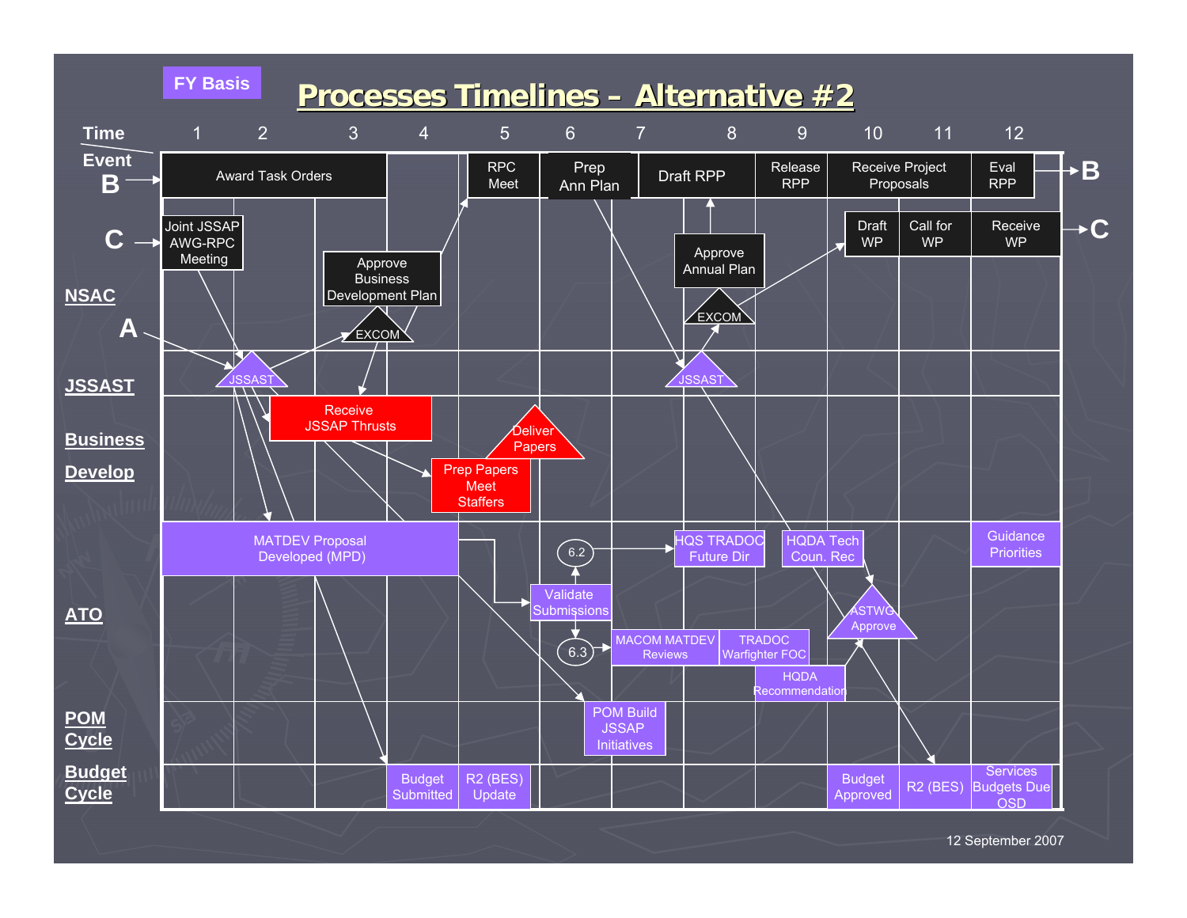FY Basis

# Processes Timelines – Alternative #2

| Time / Event | 1 | 2 | 3 | 4 | 5 | 6 | 7 | 8 | 9 | 10 | 11 | 12 |
|---|---|---|---|---|---|---|---|---|---|---|---|---|
| B | Award Task Orders | | | | RPC Meet | Prep Ann Plan | Draft RPP | | Release RPP | Receive Project Proposals | | Eval RPP |
| C | Joint JSSAP AWG-RPC Meeting | | | | | | | | | Draft WP | Call for WP | Receive WP |
| NSAC | | | Approve Business Development Plan; EXCOM | | | | | Approve Annual Plan; EXCOM | | | | |
| JSSAST | | JSSAST | | | | | | JSSAST | | | | |
| Business Develop | | | Receive JSSAP Thrusts | | Prep Papers Meet Staffers; Deliver Papers | | | | | | | |
| ATO | MATDEV Proposal Developed (MPD) | | | | | Validate Submissions; 6.2; 6.3 | MACOM MATDEV Reviews | HQS TRADOC Future Dir; TRADOC Warfighter FOC | HQDA Tech Coun. Rec; HQDA Recommendation | ASTWG Approve | | Guidance Priorities |
| POM Cycle | | | | | | | POM Build JSSAP Initiatives | | | | | |
| Budget Cycle | | | | Budget Submitted | R2 (BES) Update | | | | | Budget Approved | R2 (BES) | Services Budgets Due OSD |

A

12 September 2007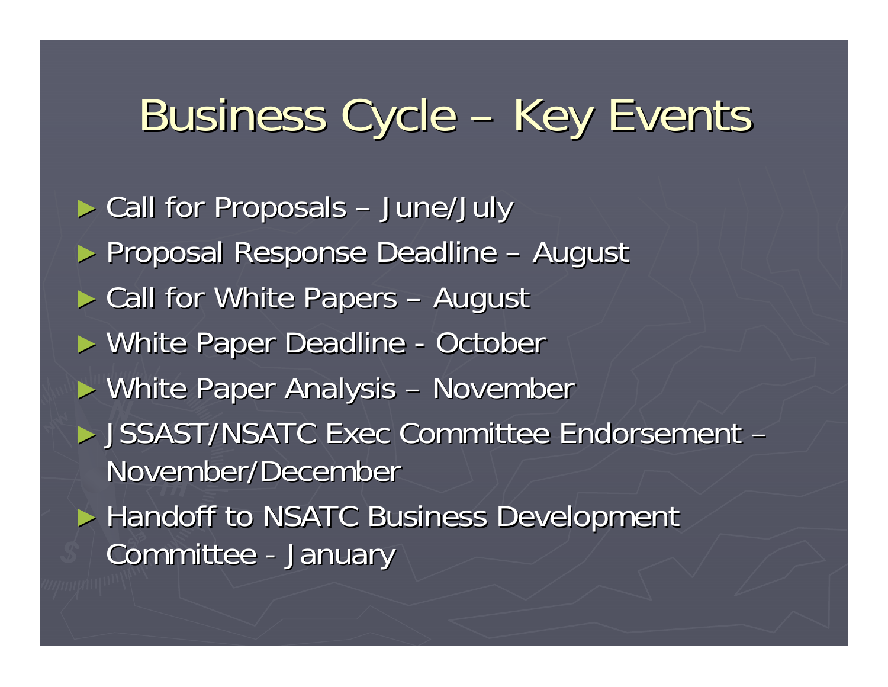# Business Cycle – Key Events

- Call for Proposals – June/July
- Proposal Response Deadline – August
- Call for White Papers – August
- White Paper Deadline - October
- White Paper Analysis – November
- JSSAST/NSATC Exec Committee Endorsement – November/December
- Handoff to NSATC Business Development Committee - January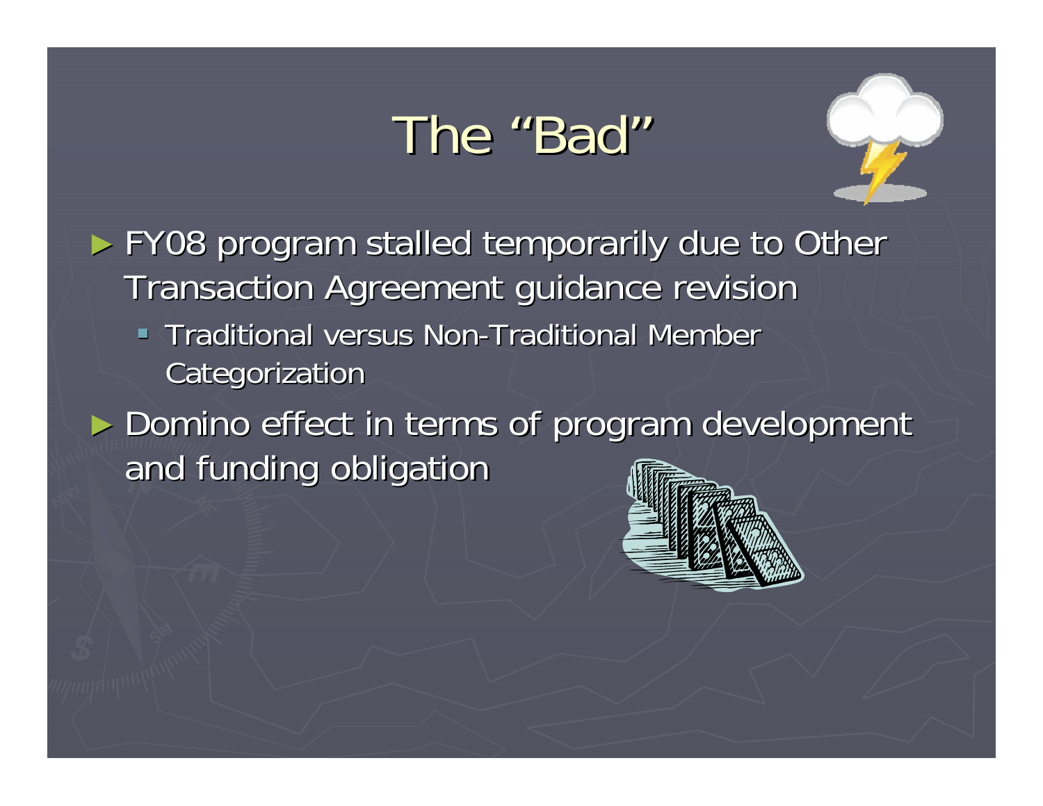# The "Bad"

- FY08 program stalled temporarily due to Other Transaction Agreement guidance revision
  - Traditional versus Non-Traditional Member Categorization
- Domino effect in terms of program development and funding obligation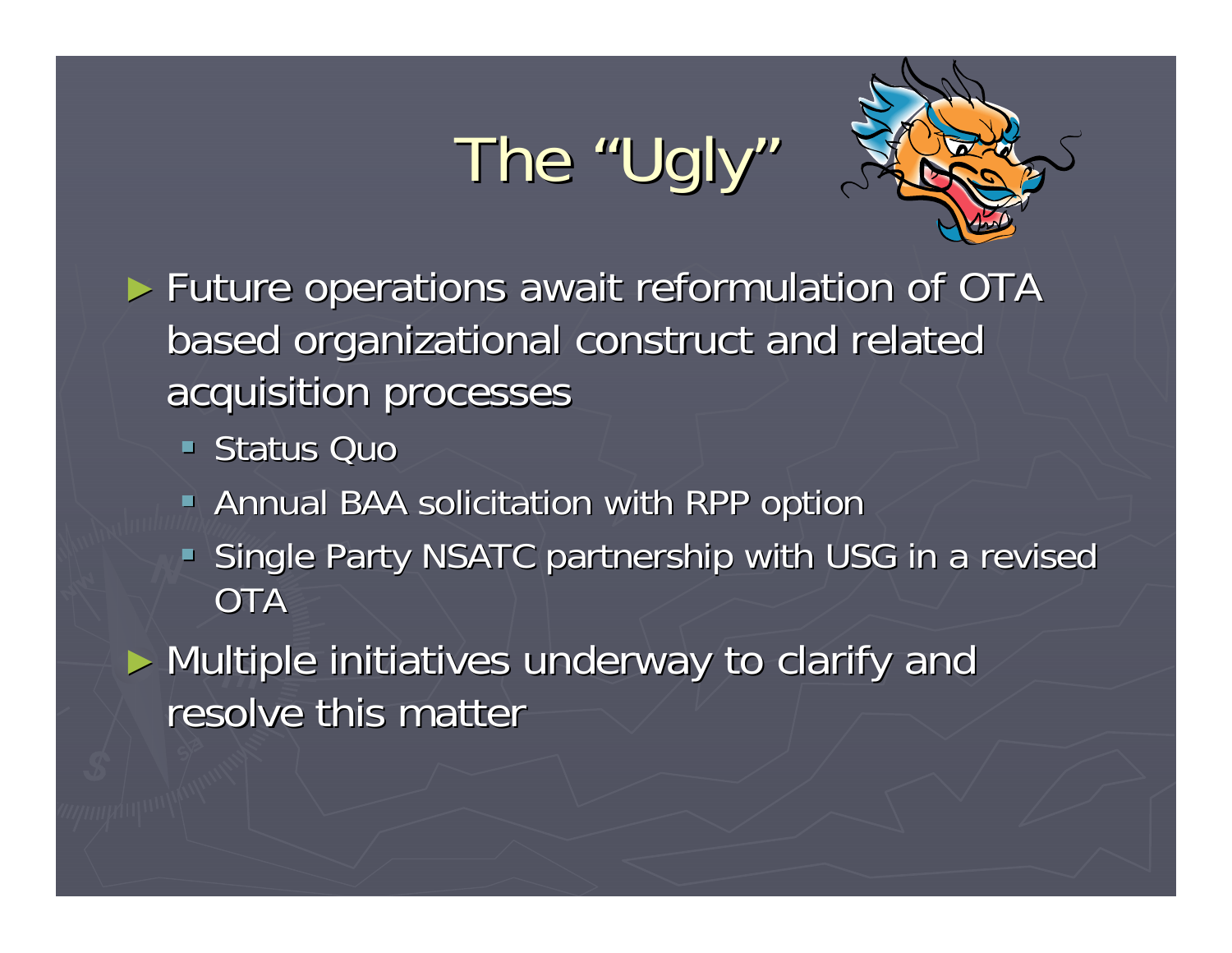# The "Ugly"

- Future operations await reformulation of OTA based organizational construct and related acquisition processes
  - Status Quo
  - Annual BAA solicitation with RPP option
  - Single Party NSATC partnership with USG in a revised OTA
- Multiple initiatives underway to clarify and resolve this matter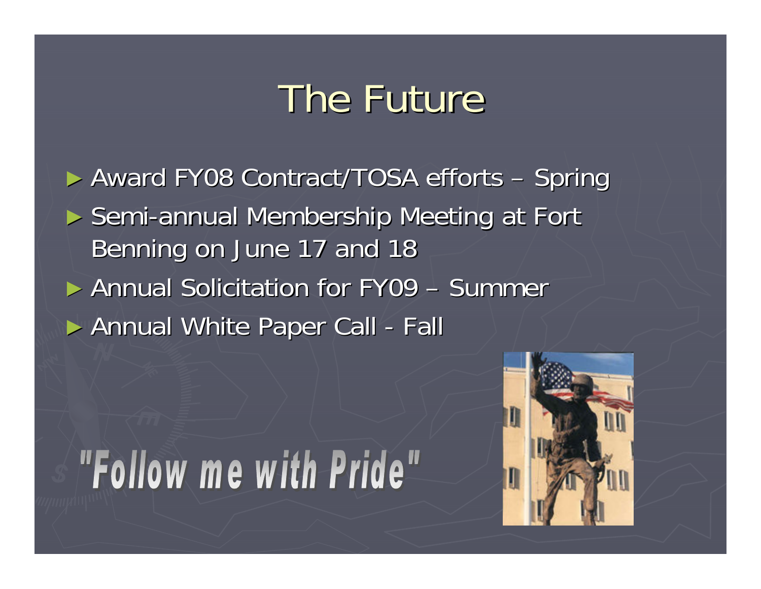# The Future

- Award FY08 Contract/TOSA efforts – Spring
- Semi-annual Membership Meeting at Fort Benning on June 17 and 18
- Annual Solicitation for FY09 – Summer
- Annual White Paper Call - Fall

*"Follow me with Pride"*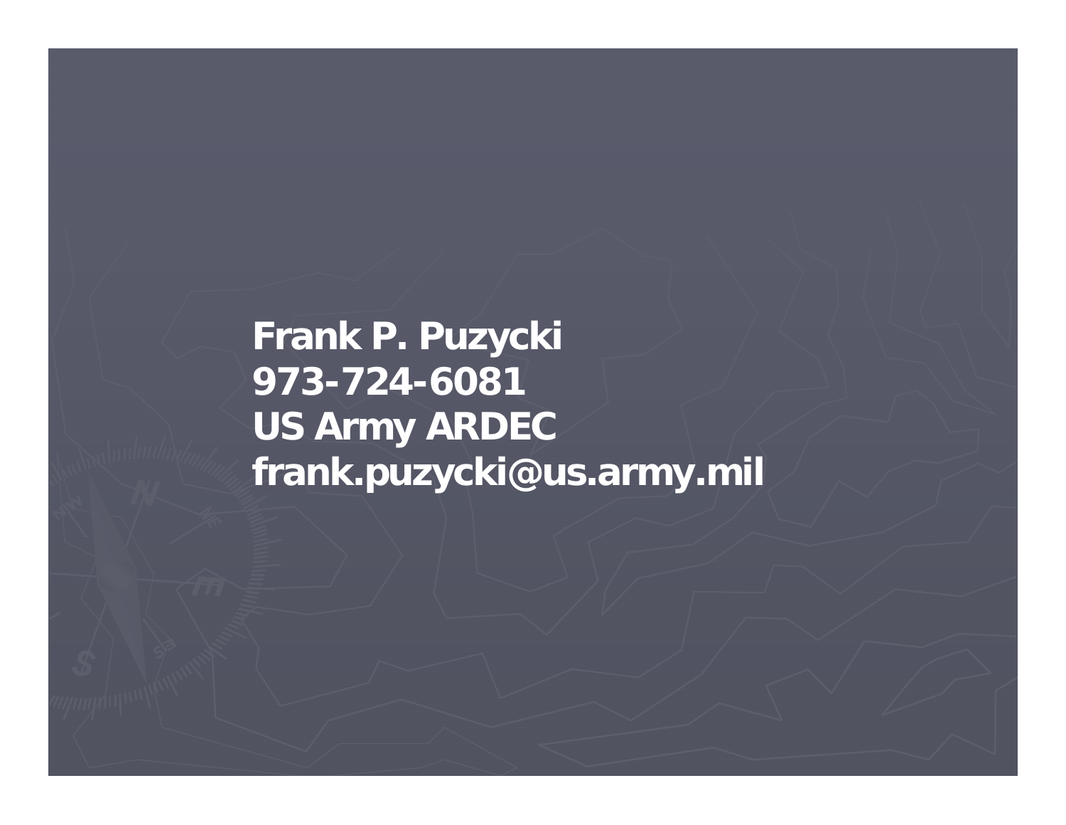**Frank P. Puzycki**
**973-724-6081**
**US Army ARDEC**
**frank.puzycki@us.army.mil**